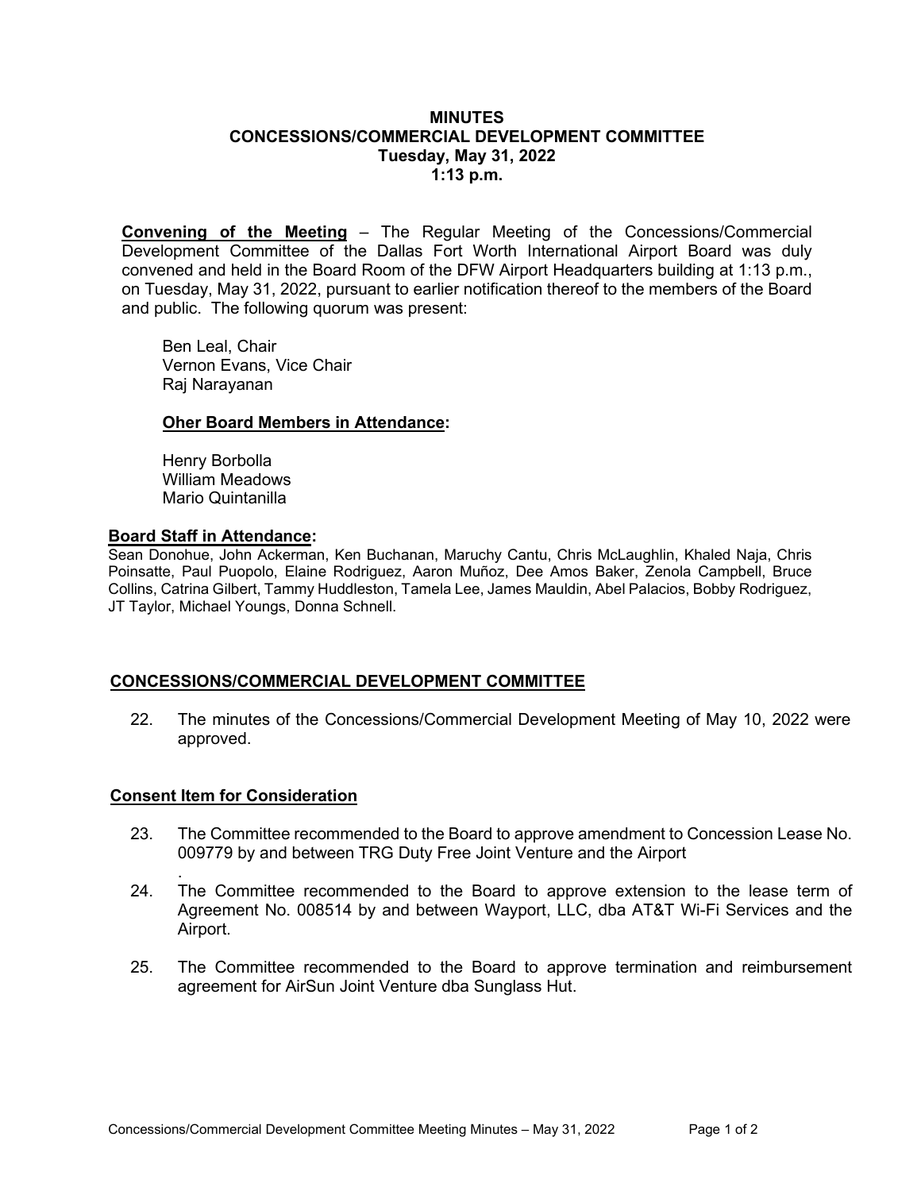# MINUTES
# CONCESSIONS/COMMERCIAL DEVELOPMENT COMMITTEE
## Tuesday, May 31, 2022
## 1:13 p.m.

**Convening of the Meeting** – The Regular Meeting of the Concessions/Commercial Development Committee of the Dallas Fort Worth International Airport Board was duly convened and held in the Board Room of the DFW Airport Headquarters building at 1:13 p.m., on Tuesday, May 31, 2022, pursuant to earlier notification thereof to the members of the Board and public. The following quorum was present:

Ben Leal, Chair
Vernon Evans, Vice Chair
Raj Narayanan

**Oher Board Members in Attendance:**

Henry Borbolla
William Meadows
Mario Quintanilla

**Board Staff in Attendance:**
Sean Donohue, John Ackerman, Ken Buchanan, Maruchy Cantu, Chris McLaughlin, Khaled Naja, Chris Poinsatte, Paul Puopolo, Elaine Rodriguez, Aaron Muñoz, Dee Amos Baker, Zenola Campbell, Bruce Collins, Catrina Gilbert, Tammy Huddleston, Tamela Lee, James Mauldin, Abel Palacios, Bobby Rodriguez, JT Taylor, Michael Youngs, Donna Schnell.

## CONCESSIONS/COMMERCIAL DEVELOPMENT COMMITTEE

22. The minutes of the Concessions/Commercial Development Meeting of May 10, 2022 were approved.

### Consent Item for Consideration

23. The Committee recommended to the Board to approve amendment to Concession Lease No. 009779 by and between TRG Duty Free Joint Venture and the Airport
.
24. The Committee recommended to the Board to approve extension to the lease term of Agreement No. 008514 by and between Wayport, LLC, dba AT&T Wi-Fi Services and the Airport.

25. The Committee recommended to the Board to approve termination and reimbursement agreement for AirSun Joint Venture dba Sunglass Hut.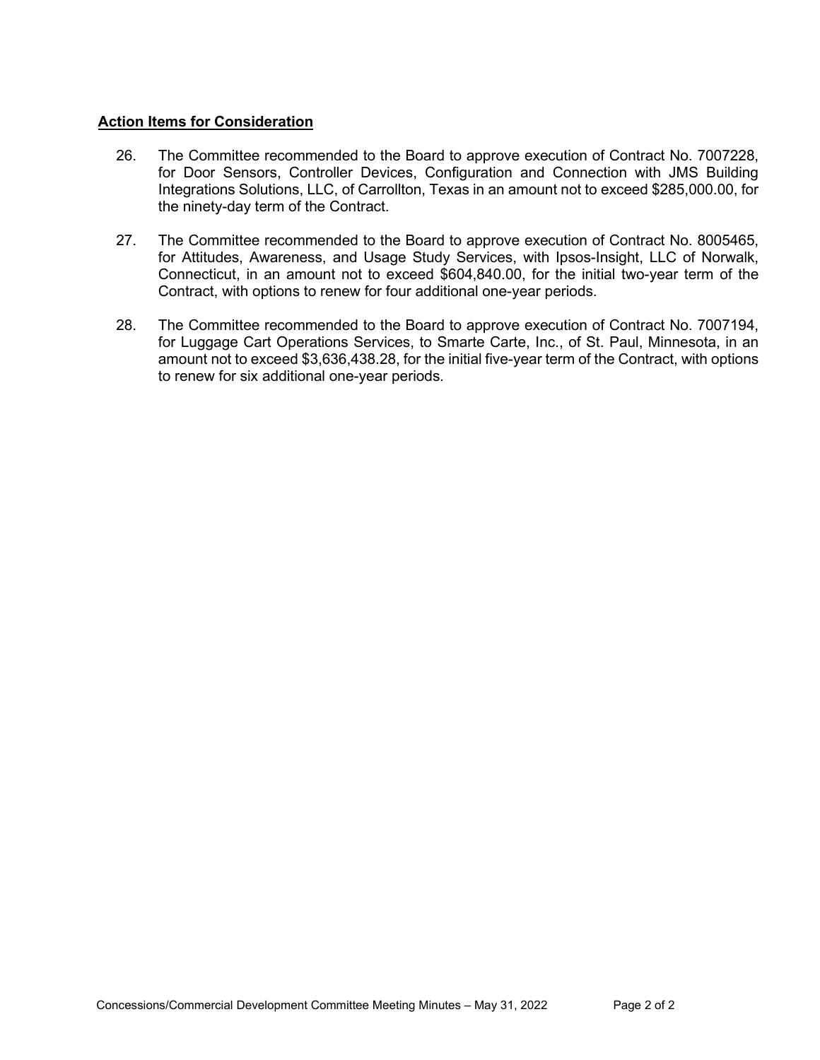**Action Items for Consideration**

26. The Committee recommended to the Board to approve execution of Contract No. 7007228, for Door Sensors, Controller Devices, Configuration and Connection with JMS Building Integrations Solutions, LLC, of Carrollton, Texas in an amount not to exceed $285,000.00, for the ninety-day term of the Contract.

27. The Committee recommended to the Board to approve execution of Contract No. 8005465, for Attitudes, Awareness, and Usage Study Services, with Ipsos-Insight, LLC of Norwalk, Connecticut, in an amount not to exceed $604,840.00, for the initial two-year term of the Contract, with options to renew for four additional one-year periods.

28. The Committee recommended to the Board to approve execution of Contract No. 7007194, for Luggage Cart Operations Services, to Smarte Carte, Inc., of St. Paul, Minnesota, in an amount not to exceed $3,636,438.28, for the initial five-year term of the Contract, with options to renew for six additional one-year periods.